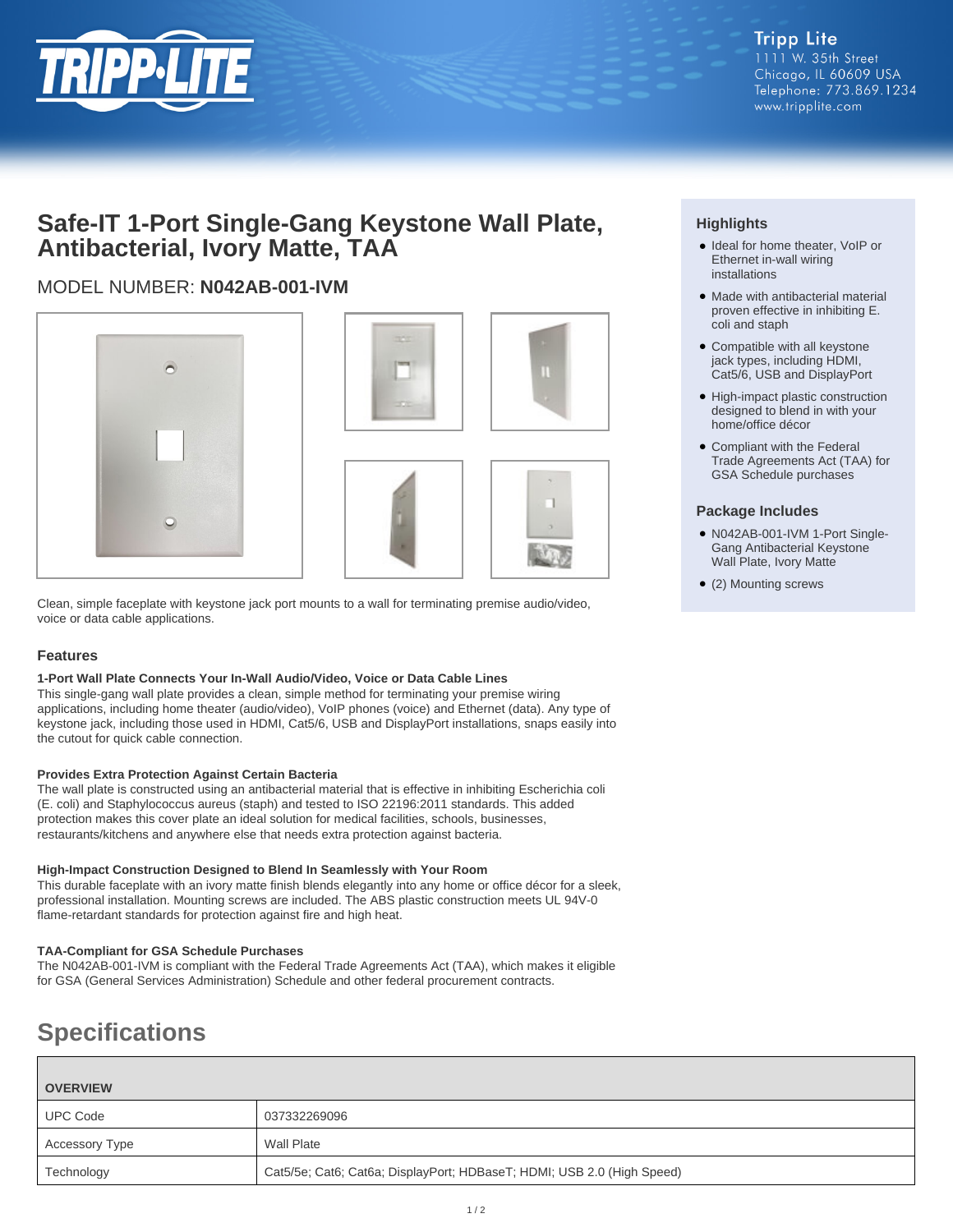Tripp Lite
1111 W. 35th Street
Chicago, IL 60609 USA
Telephone: 773.869.1234
www.tripplite.com

# Safe-IT 1-Port Single-Gang Keystone Wall Plate, Antibacterial, Ivory Matte, TAA

## MODEL NUMBER: **N042AB-001-IVM**

Clean, simple faceplate with keystone jack port mounts to a wall for terminating premise audio/video, voice or data cable applications.

### Highlights

- Ideal for home theater, VoIP or Ethernet in-wall wiring installations
- Made with antibacterial material proven effective in inhibiting E. coli and staph
- Compatible with all keystone jack types, including HDMI, Cat5/6, USB and DisplayPort
- High-impact plastic construction designed to blend in with your home/office décor
- Compliant with the Federal Trade Agreements Act (TAA) for GSA Schedule purchases

### Package Includes

- N042AB-001-IVM 1-Port Single-Gang Antibacterial Keystone Wall Plate, Ivory Matte
- (2) Mounting screws

### Features

**1-Port Wall Plate Connects Your In-Wall Audio/Video, Voice or Data Cable Lines**
This single-gang wall plate provides a clean, simple method for terminating your premise wiring applications, including home theater (audio/video), VoIP phones (voice) and Ethernet (data). Any type of keystone jack, including those used in HDMI, Cat5/6, USB and DisplayPort installations, snaps easily into the cutout for quick cable connection.

**Provides Extra Protection Against Certain Bacteria**
The wall plate is constructed using an antibacterial material that is effective in inhibiting Escherichia coli (E. coli) and Staphylococcus aureus (staph) and tested to ISO 22196:2011 standards. This added protection makes this cover plate an ideal solution for medical facilities, schools, businesses, restaurants/kitchens and anywhere else that needs extra protection against bacteria.

**High-Impact Construction Designed to Blend In Seamlessly with Your Room**
This durable faceplate with an ivory matte finish blends elegantly into any home or office décor for a sleek, professional installation. Mounting screws are included. The ABS plastic construction meets UL 94V-0 flame-retardant standards for protection against fire and high heat.

**TAA-Compliant for GSA Schedule Purchases**
The N042AB-001-IVM is compliant with the Federal Trade Agreements Act (TAA), which makes it eligible for GSA (General Services Administration) Schedule and other federal procurement contracts.

## Specifications

| OVERVIEW | |
|---|---|
| UPC Code | 037332269096 |
| Accessory Type | Wall Plate |
| Technology | Cat5/5e; Cat6; Cat6a; DisplayPort; HDBaseT; HDMI; USB 2.0 (High Speed) |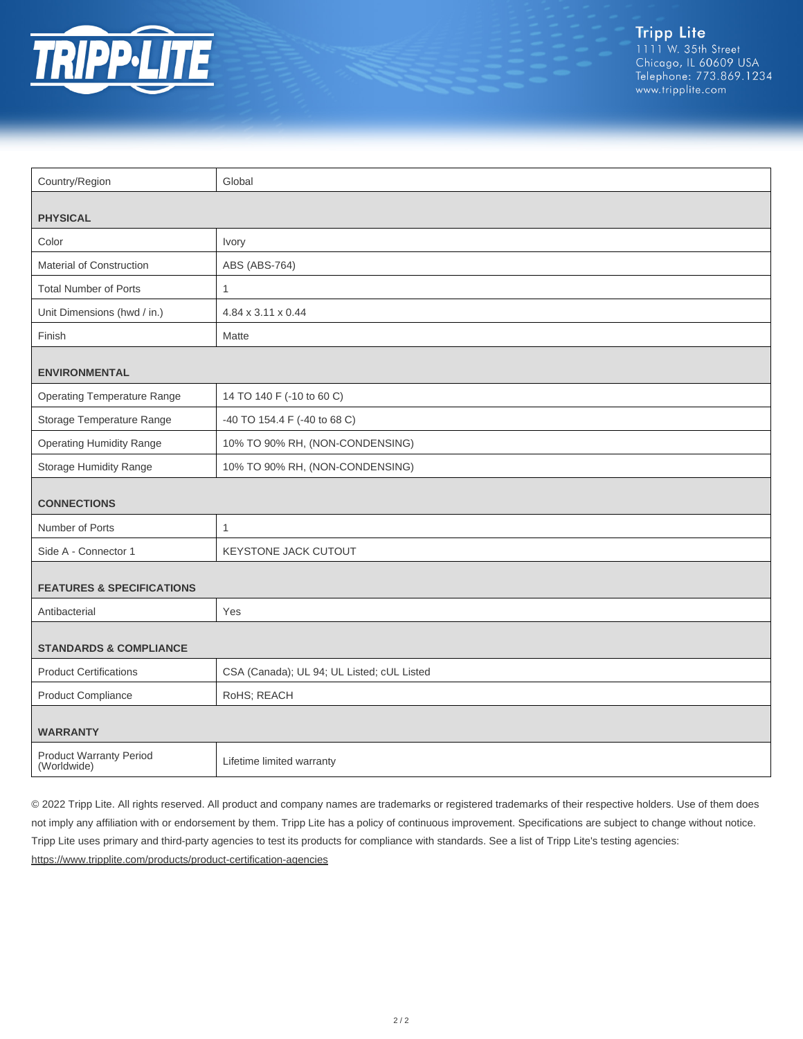| | |
|---|---|
| Country/Region | Global |
| **PHYSICAL** | |
| Color | Ivory |
| Material of Construction | ABS (ABS-764) |
| Total Number of Ports | 1 |
| Unit Dimensions (hwd / in.) | 4.84 x 3.11 x 0.44 |
| Finish | Matte |
| **ENVIRONMENTAL** | |
| Operating Temperature Range | 14 TO 140 F (-10 to 60 C) |
| Storage Temperature Range | -40 TO 154.4 F (-40 to 68 C) |
| Operating Humidity Range | 10% TO 90% RH, (NON-CONDENSING) |
| Storage Humidity Range | 10% TO 90% RH, (NON-CONDENSING) |
| **CONNECTIONS** | |
| Number of Ports | 1 |
| Side A - Connector 1 | KEYSTONE JACK CUTOUT |
| **FEATURES & SPECIFICATIONS** | |
| Antibacterial | Yes |
| **STANDARDS & COMPLIANCE** | |
| Product Certifications | CSA (Canada); UL 94; UL Listed; cUL Listed |
| Product Compliance | RoHS; REACH |
| **WARRANTY** | |
| Product Warranty Period (Worldwide) | Lifetime limited warranty |

© 2022 Tripp Lite. All rights reserved. All product and company names are trademarks or registered trademarks of their respective holders. Use of them does not imply any affiliation with or endorsement by them. Tripp Lite has a policy of continuous improvement. Specifications are subject to change without notice. Tripp Lite uses primary and third-party agencies to test its products for compliance with standards. See a list of Tripp Lite's testing agencies: https://www.tripplite.com/products/product-certification-agencies